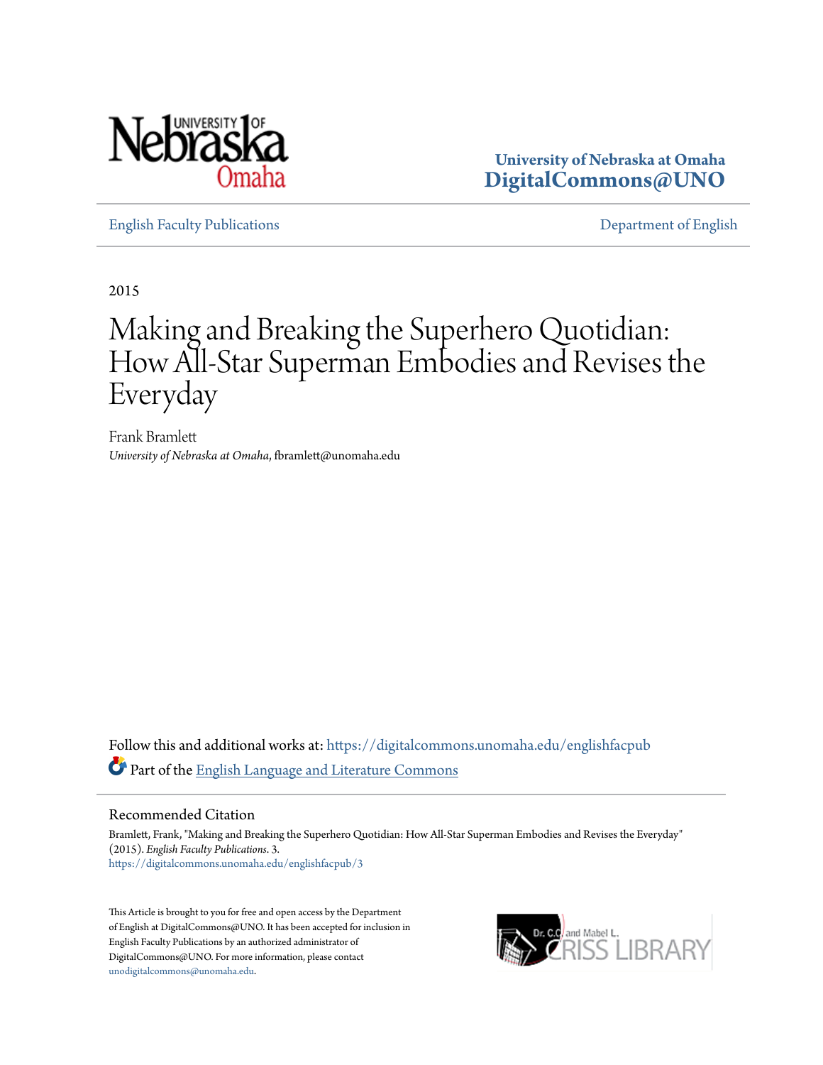University of Nebraska at Omaha
DigitalCommons@UNO

English Faculty Publications | Department of English

2015

# Making and Breaking the Superhero Quotidian: How All-Star Superman Embodies and Revises the Everyday

Frank Bramlett
*University of Nebraska at Omaha*, fbramlett@unomaha.edu

Follow this and additional works at: https://digitalcommons.unomaha.edu/englishfacpub

Part of the English Language and Literature Commons

## Recommended Citation

Bramlett, Frank, "Making and Breaking the Superhero Quotidian: How All-Star Superman Embodies and Revises the Everyday" (2015). *English Faculty Publications*. 3.
https://digitalcommons.unomaha.edu/englishfacpub/3

This Article is brought to you for free and open access by the Department of English at DigitalCommons@UNO. It has been accepted for inclusion in English Faculty Publications by an authorized administrator of DigitalCommons@UNO. For more information, please contact unodigitalcommons@unomaha.edu.

Dr. C.C. and Mabel L. Criss Library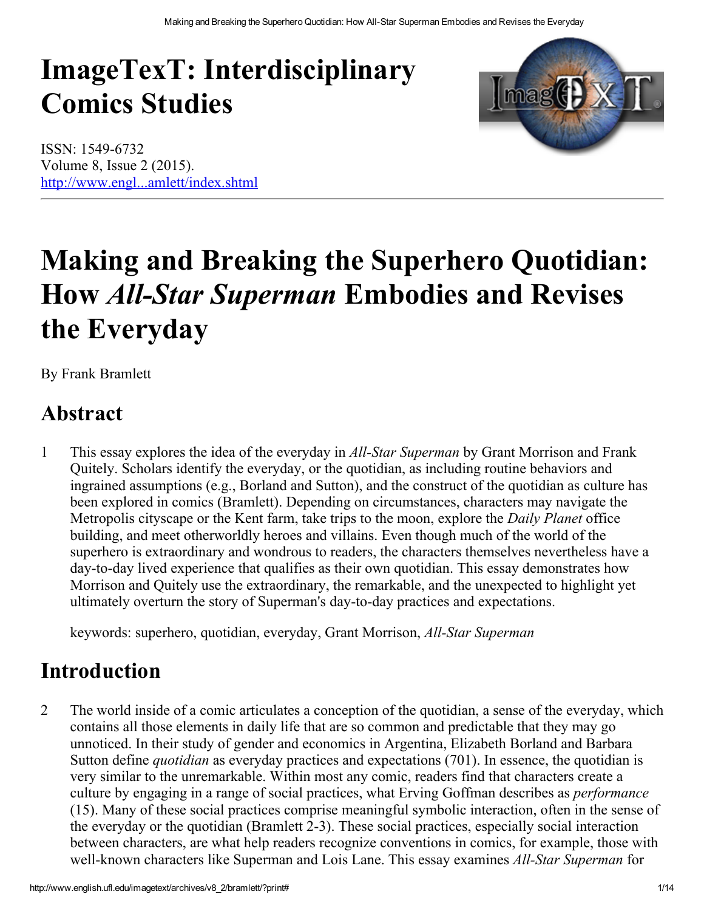# ImageTexT: Interdisciplinary Comics Studies

ISSN: 1549-6732
Volume 8, Issue 2 (2015).
http://www.engl...amlett/index.shtml

# Making and Breaking the Superhero Quotidian: How *All-Star Superman* Embodies and Revises the Everyday

By Frank Bramlett

## Abstract

1 This essay explores the idea of the everyday in *All-Star Superman* by Grant Morrison and Frank Quitely. Scholars identify the everyday, or the quotidian, as including routine behaviors and ingrained assumptions (e.g., Borland and Sutton), and the construct of the quotidian as culture has been explored in comics (Bramlett). Depending on circumstances, characters may navigate the Metropolis cityscape or the Kent farm, take trips to the moon, explore the *Daily Planet* office building, and meet otherworldly heroes and villains. Even though much of the world of the superhero is extraordinary and wondrous to readers, the characters themselves nevertheless have a day-to-day lived experience that qualifies as their own quotidian. This essay demonstrates how Morrison and Quitely use the extraordinary, the remarkable, and the unexpected to highlight yet ultimately overturn the story of Superman's day-to-day practices and expectations.

keywords: superhero, quotidian, everyday, Grant Morrison, *All-Star Superman*

## Introduction

2 The world inside of a comic articulates a conception of the quotidian, a sense of the everyday, which contains all those elements in daily life that are so common and predictable that they may go unnoticed. In their study of gender and economics in Argentina, Elizabeth Borland and Barbara Sutton define *quotidian* as everyday practices and expectations (701). In essence, the quotidian is very similar to the unremarkable. Within most any comic, readers find that characters create a culture by engaging in a range of social practices, what Erving Goffman describes as *performance* (15). Many of these social practices comprise meaningful symbolic interaction, often in the sense of the everyday or the quotidian (Bramlett 2-3). These social practices, especially social interaction between characters, are what help readers recognize conventions in comics, for example, those with well-known characters like Superman and Lois Lane. This essay examines *All-Star Superman* for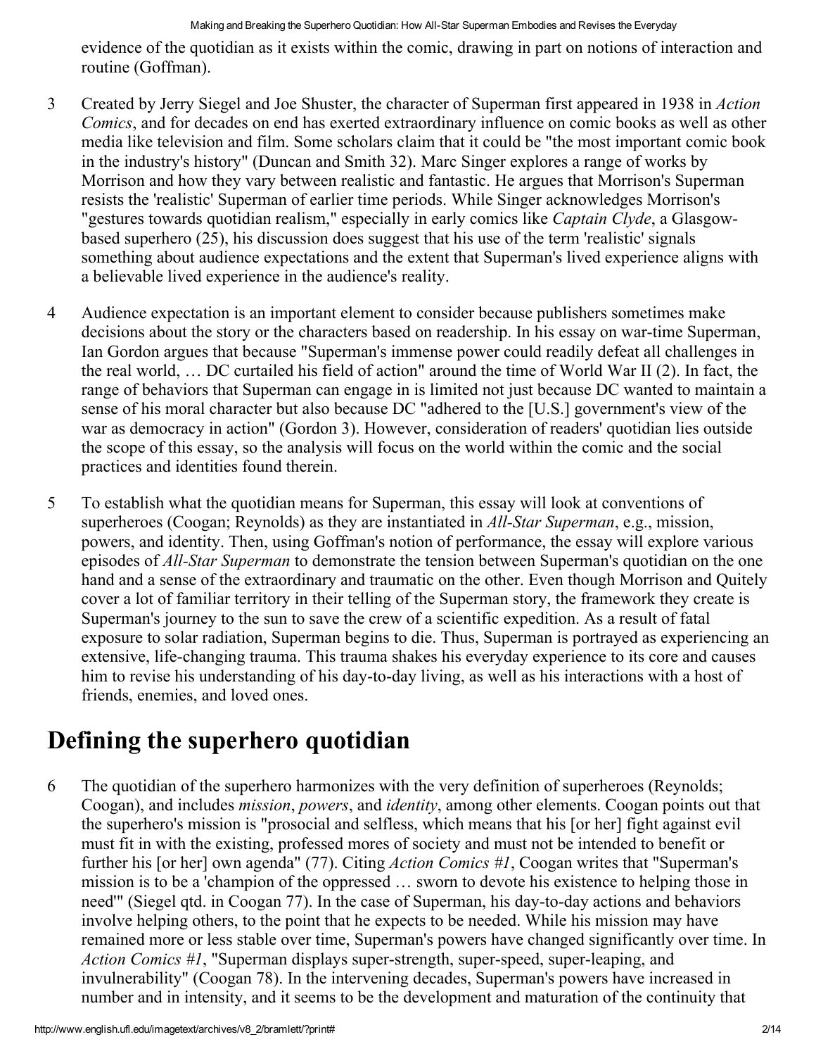evidence of the quotidian as it exists within the comic, drawing in part on notions of interaction and routine (Goffman).

3 Created by Jerry Siegel and Joe Shuster, the character of Superman first appeared in 1938 in *Action Comics*, and for decades on end has exerted extraordinary influence on comic books as well as other media like television and film. Some scholars claim that it could be "the most important comic book in the industry's history" (Duncan and Smith 32). Marc Singer explores a range of works by Morrison and how they vary between realistic and fantastic. He argues that Morrison's Superman resists the 'realistic' Superman of earlier time periods. While Singer acknowledges Morrison's "gestures towards quotidian realism," especially in early comics like *Captain Clyde*, a Glasgow-based superhero (25), his discussion does suggest that his use of the term 'realistic' signals something about audience expectations and the extent that Superman's lived experience aligns with a believable lived experience in the audience's reality.

4 Audience expectation is an important element to consider because publishers sometimes make decisions about the story or the characters based on readership. In his essay on war-time Superman, Ian Gordon argues that because "Superman's immense power could readily defeat all challenges in the real world, … DC curtailed his field of action" around the time of World War II (2). In fact, the range of behaviors that Superman can engage in is limited not just because DC wanted to maintain a sense of his moral character but also because DC "adhered to the [U.S.] government's view of the war as democracy in action" (Gordon 3). However, consideration of readers' quotidian lies outside the scope of this essay, so the analysis will focus on the world within the comic and the social practices and identities found therein.

5 To establish what the quotidian means for Superman, this essay will look at conventions of superheroes (Coogan; Reynolds) as they are instantiated in *All-Star Superman*, e.g., mission, powers, and identity. Then, using Goffman's notion of performance, the essay will explore various episodes of *All-Star Superman* to demonstrate the tension between Superman's quotidian on the one hand and a sense of the extraordinary and traumatic on the other. Even though Morrison and Quitely cover a lot of familiar territory in their telling of the Superman story, the framework they create is Superman's journey to the sun to save the crew of a scientific expedition. As a result of fatal exposure to solar radiation, Superman begins to die. Thus, Superman is portrayed as experiencing an extensive, life-changing trauma. This trauma shakes his everyday experience to its core and causes him to revise his understanding of his day-to-day living, as well as his interactions with a host of friends, enemies, and loved ones.

## Defining the superhero quotidian

6 The quotidian of the superhero harmonizes with the very definition of superheroes (Reynolds; Coogan), and includes *mission*, *powers*, and *identity*, among other elements. Coogan points out that the superhero's mission is "prosocial and selfless, which means that his [or her] fight against evil must fit in with the existing, professed mores of society and must not be intended to benefit or further his [or her] own agenda" (77). Citing *Action Comics #1*, Coogan writes that "Superman's mission is to be a 'champion of the oppressed … sworn to devote his existence to helping those in need'" (Siegel qtd. in Coogan 77). In the case of Superman, his day-to-day actions and behaviors involve helping others, to the point that he expects to be needed. While his mission may have remained more or less stable over time, Superman's powers have changed significantly over time. In *Action Comics #1*, "Superman displays super-strength, super-speed, super-leaping, and invulnerability" (Coogan 78). In the intervening decades, Superman's powers have increased in number and in intensity, and it seems to be the development and maturation of the continuity that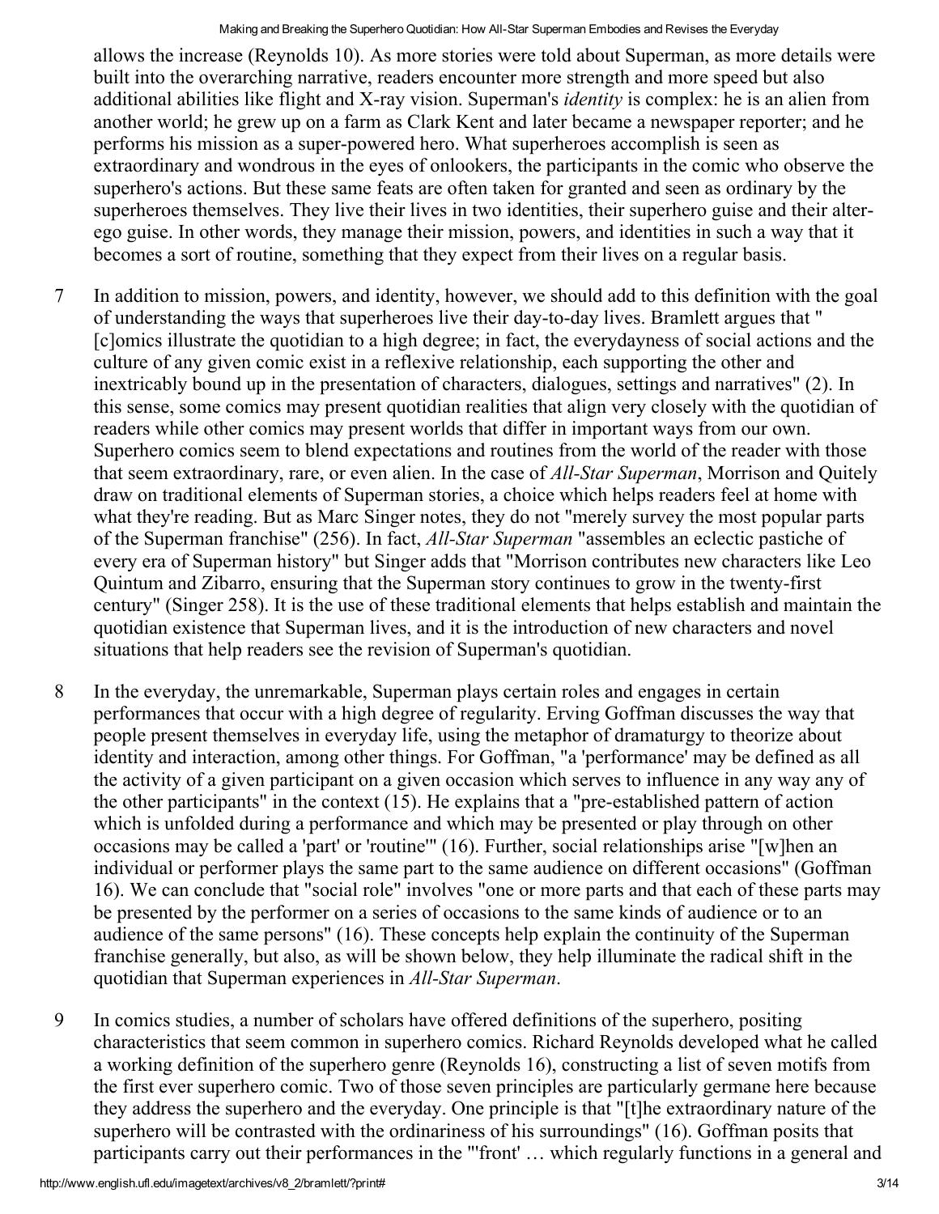allows the increase (Reynolds 10). As more stories were told about Superman, as more details were built into the overarching narrative, readers encounter more strength and more speed but also additional abilities like flight and X-ray vision. Superman's *identity* is complex: he is an alien from another world; he grew up on a farm as Clark Kent and later became a newspaper reporter; and he performs his mission as a super-powered hero. What superheroes accomplish is seen as extraordinary and wondrous in the eyes of onlookers, the participants in the comic who observe the superhero's actions. But these same feats are often taken for granted and seen as ordinary by the superheroes themselves. They live their lives in two identities, their superhero guise and their alter-ego guise. In other words, they manage their mission, powers, and identities in such a way that it becomes a sort of routine, something that they expect from their lives on a regular basis.

7 In addition to mission, powers, and identity, however, we should add to this definition with the goal of understanding the ways that superheroes live their day-to-day lives. Bramlett argues that "[c]omics illustrate the quotidian to a high degree; in fact, the everydayness of social actions and the culture of any given comic exist in a reflexive relationship, each supporting the other and inextricably bound up in the presentation of characters, dialogues, settings and narratives" (2). In this sense, some comics may present quotidian realities that align very closely with the quotidian of readers while other comics may present worlds that differ in important ways from our own. Superhero comics seem to blend expectations and routines from the world of the reader with those that seem extraordinary, rare, or even alien. In the case of *All-Star Superman*, Morrison and Quitely draw on traditional elements of Superman stories, a choice which helps readers feel at home with what they're reading. But as Marc Singer notes, they do not "merely survey the most popular parts of the Superman franchise" (256). In fact, *All-Star Superman* "assembles an eclectic pastiche of every era of Superman history" but Singer adds that "Morrison contributes new characters like Leo Quintum and Zibarro, ensuring that the Superman story continues to grow in the twenty-first century" (Singer 258). It is the use of these traditional elements that helps establish and maintain the quotidian existence that Superman lives, and it is the introduction of new characters and novel situations that help readers see the revision of Superman's quotidian.

8 In the everyday, the unremarkable, Superman plays certain roles and engages in certain performances that occur with a high degree of regularity. Erving Goffman discusses the way that people present themselves in everyday life, using the metaphor of dramaturgy to theorize about identity and interaction, among other things. For Goffman, "a 'performance' may be defined as all the activity of a given participant on a given occasion which serves to influence in any way any of the other participants" in the context (15). He explains that a "pre-established pattern of action which is unfolded during a performance and which may be presented or play through on other occasions may be called a 'part' or 'routine'" (16). Further, social relationships arise "[w]hen an individual or performer plays the same part to the same audience on different occasions" (Goffman 16). We can conclude that "social role" involves "one or more parts and that each of these parts may be presented by the performer on a series of occasions to the same kinds of audience or to an audience of the same persons" (16). These concepts help explain the continuity of the Superman franchise generally, but also, as will be shown below, they help illuminate the radical shift in the quotidian that Superman experiences in *All-Star Superman*.

9 In comics studies, a number of scholars have offered definitions of the superhero, positing characteristics that seem common in superhero comics. Richard Reynolds developed what he called a working definition of the superhero genre (Reynolds 16), constructing a list of seven motifs from the first ever superhero comic. Two of those seven principles are particularly germane here because they address the superhero and the everyday. One principle is that "[t]he extraordinary nature of the superhero will be contrasted with the ordinariness of his surroundings" (16). Goffman posits that participants carry out their performances in the "'front' … which regularly functions in a general and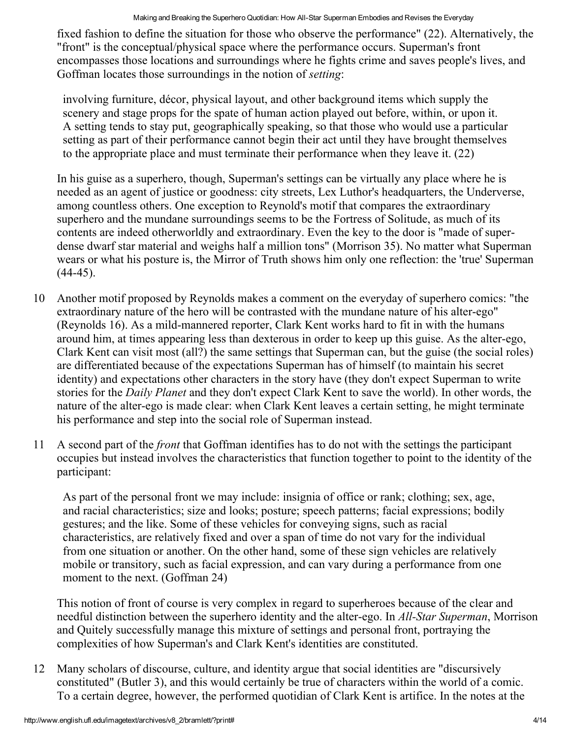fixed fashion to define the situation for those who observe the performance" (22). Alternatively, the "front" is the conceptual/physical space where the performance occurs. Superman's front encompasses those locations and surroundings where he fights crime and saves people's lives, and Goffman locates those surroundings in the notion of *setting*:

> involving furniture, décor, physical layout, and other background items which supply the scenery and stage props for the spate of human action played out before, within, or upon it. A setting tends to stay put, geographically speaking, so that those who would use a particular setting as part of their performance cannot begin their act until they have brought themselves to the appropriate place and must terminate their performance when they leave it. (22)

In his guise as a superhero, though, Superman's settings can be virtually any place where he is needed as an agent of justice or goodness: city streets, Lex Luthor's headquarters, the Underverse, among countless others. One exception to Reynold's motif that compares the extraordinary superhero and the mundane surroundings seems to be the Fortress of Solitude, as much of its contents are indeed otherworldly and extraordinary. Even the key to the door is "made of super-dense dwarf star material and weighs half a million tons" (Morrison 35). No matter what Superman wears or what his posture is, the Mirror of Truth shows him only one reflection: the 'true' Superman (44-45).

10 Another motif proposed by Reynolds makes a comment on the everyday of superhero comics: "the extraordinary nature of the hero will be contrasted with the mundane nature of his alter-ego" (Reynolds 16). As a mild-mannered reporter, Clark Kent works hard to fit in with the humans around him, at times appearing less than dexterous in order to keep up this guise. As the alter-ego, Clark Kent can visit most (all?) the same settings that Superman can, but the guise (the social roles) are differentiated because of the expectations Superman has of himself (to maintain his secret identity) and expectations other characters in the story have (they don't expect Superman to write stories for the *Daily Planet* and they don't expect Clark Kent to save the world). In other words, the nature of the alter-ego is made clear: when Clark Kent leaves a certain setting, he might terminate his performance and step into the social role of Superman instead.

11 A second part of the *front* that Goffman identifies has to do not with the settings the participant occupies but instead involves the characteristics that function together to point to the identity of the participant:

> As part of the personal front we may include: insignia of office or rank; clothing; sex, age, and racial characteristics; size and looks; posture; speech patterns; facial expressions; bodily gestures; and the like. Some of these vehicles for conveying signs, such as racial characteristics, are relatively fixed and over a span of time do not vary for the individual from one situation or another. On the other hand, some of these sign vehicles are relatively mobile or transitory, such as facial expression, and can vary during a performance from one moment to the next. (Goffman 24)

This notion of front of course is very complex in regard to superheroes because of the clear and needful distinction between the superhero identity and the alter-ego. In *All-Star Superman*, Morrison and Quitely successfully manage this mixture of settings and personal front, portraying the complexities of how Superman's and Clark Kent's identities are constituted.

12 Many scholars of discourse, culture, and identity argue that social identities are "discursively constituted" (Butler 3), and this would certainly be true of characters within the world of a comic. To a certain degree, however, the performed quotidian of Clark Kent is artifice. In the notes at the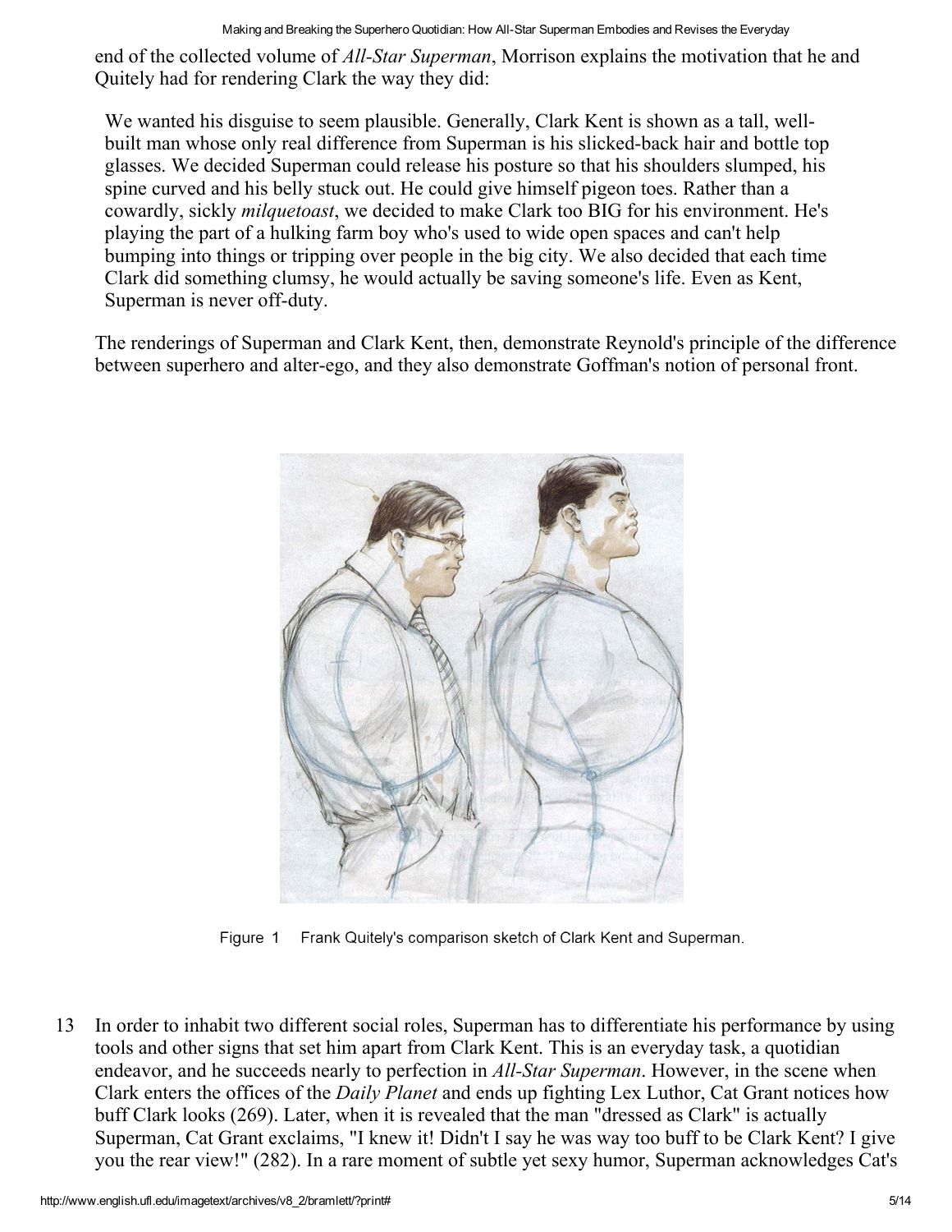end of the collected volume of *All-Star Superman*, Morrison explains the motivation that he and Quitely had for rendering Clark the way they did:

> We wanted his disguise to seem plausible. Generally, Clark Kent is shown as a tall, well-built man whose only real difference from Superman is his slicked-back hair and bottle top glasses. We decided Superman could release his posture so that his shoulders slumped, his spine curved and his belly stuck out. He could give himself pigeon toes. Rather than a cowardly, sickly *milquetoast*, we decided to make Clark too BIG for his environment. He's playing the part of a hulking farm boy who's used to wide open spaces and can't help bumping into things or tripping over people in the big city. We also decided that each time Clark did something clumsy, he would actually be saving someone's life. Even as Kent, Superman is never off-duty.

The renderings of Superman and Clark Kent, then, demonstrate Reynold's principle of the difference between superhero and alter-ego, and they also demonstrate Goffman's notion of personal front.

Figure 1 Frank Quitely's comparison sketch of Clark Kent and Superman.

13 In order to inhabit two different social roles, Superman has to differentiate his performance by using tools and other signs that set him apart from Clark Kent. This is an everyday task, a quotidian endeavor, and he succeeds nearly to perfection in *All-Star Superman*. However, in the scene when Clark enters the offices of the *Daily Planet* and ends up fighting Lex Luthor, Cat Grant notices how buff Clark looks (269). Later, when it is revealed that the man "dressed as Clark" is actually Superman, Cat Grant exclaims, "I knew it! Didn't I say he was way too buff to be Clark Kent? I give you the rear view!" (282). In a rare moment of subtle yet sexy humor, Superman acknowledges Cat's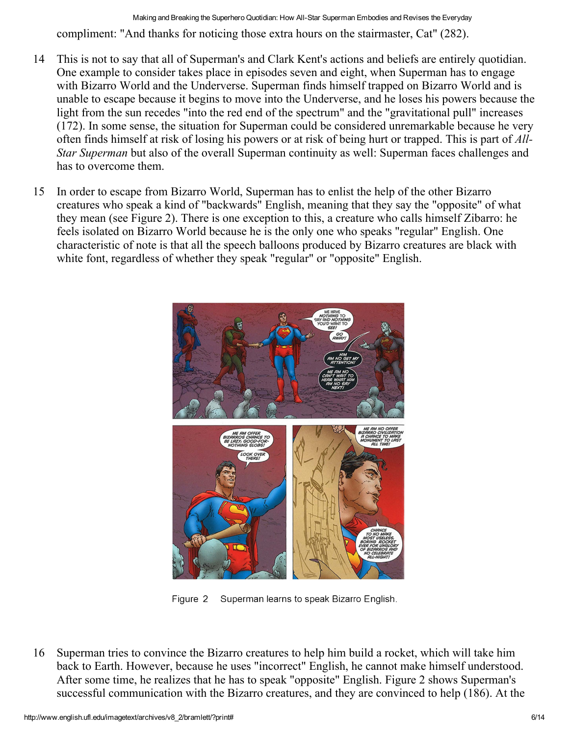compliment: "And thanks for noticing those extra hours on the stairmaster, Cat" (282).

14 This is not to say that all of Superman's and Clark Kent's actions and beliefs are entirely quotidian. One example to consider takes place in episodes seven and eight, when Superman has to engage with Bizarro World and the Underverse. Superman finds himself trapped on Bizarro World and is unable to escape because it begins to move into the Underverse, and he loses his powers because the light from the sun recedes "into the red end of the spectrum" and the "gravitational pull" increases (172). In some sense, the situation for Superman could be considered unremarkable because he very often finds himself at risk of losing his powers or at risk of being hurt or trapped. This is part of *All-Star Superman* but also of the overall Superman continuity as well: Superman faces challenges and has to overcome them.

15 In order to escape from Bizarro World, Superman has to enlist the help of the other Bizarro creatures who speak a kind of "backwards" English, meaning that they say the "opposite" of what they mean (see Figure 2). There is one exception to this, a creature who calls himself Zibarro: he feels isolated on Bizarro World because he is the only one who speaks "regular" English. One characteristic of note is that all the speech balloons produced by Bizarro creatures are black with white font, regardless of whether they speak "regular" or "opposite" English.

Figure 2 Superman learns to speak Bizarro English.

16 Superman tries to convince the Bizarro creatures to help him build a rocket, which will take him back to Earth. However, because he uses "incorrect" English, he cannot make himself understood. After some time, he realizes that he has to speak "opposite" English. Figure 2 shows Superman's successful communication with the Bizarro creatures, and they are convinced to help (186). At the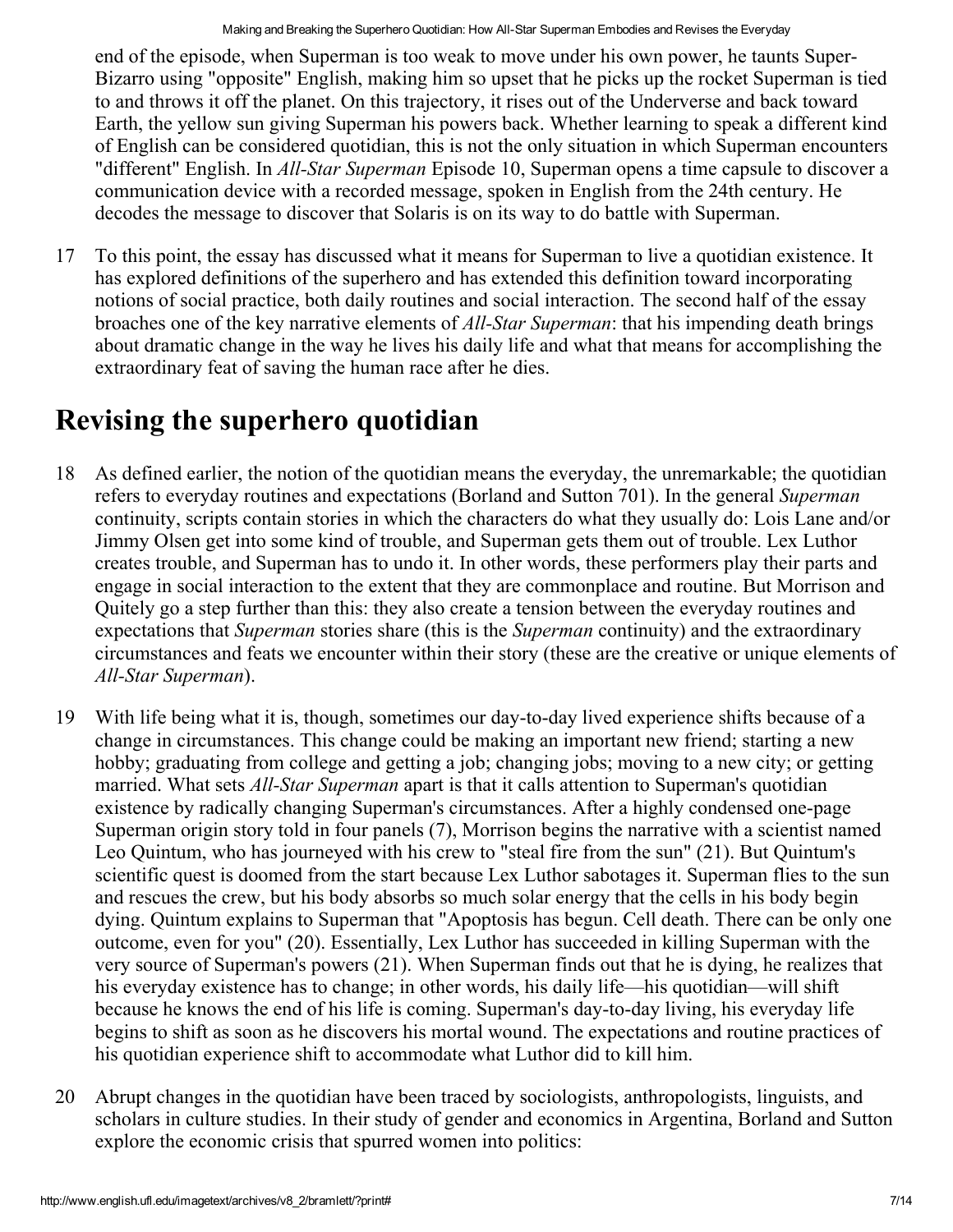end of the episode, when Superman is too weak to move under his own power, he taunts Super-Bizarro using "opposite" English, making him so upset that he picks up the rocket Superman is tied to and throws it off the planet. On this trajectory, it rises out of the Underverse and back toward Earth, the yellow sun giving Superman his powers back. Whether learning to speak a different kind of English can be considered quotidian, this is not the only situation in which Superman encounters "different" English. In *All-Star Superman* Episode 10, Superman opens a time capsule to discover a communication device with a recorded message, spoken in English from the 24th century. He decodes the message to discover that Solaris is on its way to do battle with Superman.

17 To this point, the essay has discussed what it means for Superman to live a quotidian existence. It has explored definitions of the superhero and has extended this definition toward incorporating notions of social practice, both daily routines and social interaction. The second half of the essay broaches one of the key narrative elements of *All-Star Superman*: that his impending death brings about dramatic change in the way he lives his daily life and what that means for accomplishing the extraordinary feat of saving the human race after he dies.

## Revising the superhero quotidian

18 As defined earlier, the notion of the quotidian means the everyday, the unremarkable; the quotidian refers to everyday routines and expectations (Borland and Sutton 701). In the general *Superman* continuity, scripts contain stories in which the characters do what they usually do: Lois Lane and/or Jimmy Olsen get into some kind of trouble, and Superman gets them out of trouble. Lex Luthor creates trouble, and Superman has to undo it. In other words, these performers play their parts and engage in social interaction to the extent that they are commonplace and routine. But Morrison and Quitely go a step further than this: they also create a tension between the everyday routines and expectations that *Superman* stories share (this is the *Superman* continuity) and the extraordinary circumstances and feats we encounter within their story (these are the creative or unique elements of *All-Star Superman*).

19 With life being what it is, though, sometimes our day-to-day lived experience shifts because of a change in circumstances. This change could be making an important new friend; starting a new hobby; graduating from college and getting a job; changing jobs; moving to a new city; or getting married. What sets *All-Star Superman* apart is that it calls attention to Superman's quotidian existence by radically changing Superman's circumstances. After a highly condensed one-page Superman origin story told in four panels (7), Morrison begins the narrative with a scientist named Leo Quintum, who has journeyed with his crew to "steal fire from the sun" (21). But Quintum's scientific quest is doomed from the start because Lex Luthor sabotages it. Superman flies to the sun and rescues the crew, but his body absorbs so much solar energy that the cells in his body begin dying. Quintum explains to Superman that "Apoptosis has begun. Cell death. There can be only one outcome, even for you" (20). Essentially, Lex Luthor has succeeded in killing Superman with the very source of Superman's powers (21). When Superman finds out that he is dying, he realizes that his everyday existence has to change; in other words, his daily life—his quotidian—will shift because he knows the end of his life is coming. Superman's day-to-day living, his everyday life begins to shift as soon as he discovers his mortal wound. The expectations and routine practices of his quotidian experience shift to accommodate what Luthor did to kill him.

20 Abrupt changes in the quotidian have been traced by sociologists, anthropologists, linguists, and scholars in culture studies. In their study of gender and economics in Argentina, Borland and Sutton explore the economic crisis that spurred women into politics: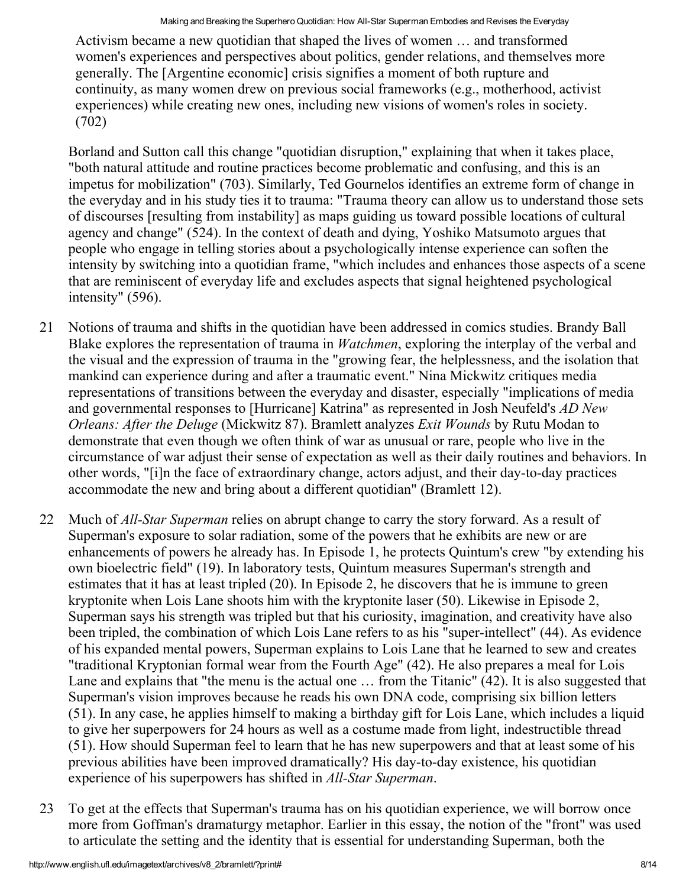> Activism became a new quotidian that shaped the lives of women … and transformed women's experiences and perspectives about politics, gender relations, and themselves more generally. The [Argentine economic] crisis signifies a moment of both rupture and continuity, as many women drew on previous social frameworks (e.g., motherhood, activist experiences) while creating new ones, including new visions of women's roles in society. (702)

Borland and Sutton call this change "quotidian disruption," explaining that when it takes place, "both natural attitude and routine practices become problematic and confusing, and this is an impetus for mobilization" (703). Similarly, Ted Gournelos identifies an extreme form of change in the everyday and in his study ties it to trauma: "Trauma theory can allow us to understand those sets of discourses [resulting from instability] as maps guiding us toward possible locations of cultural agency and change" (524). In the context of death and dying, Yoshiko Matsumoto argues that people who engage in telling stories about a psychologically intense experience can soften the intensity by switching into a quotidian frame, "which includes and enhances those aspects of a scene that are reminiscent of everyday life and excludes aspects that signal heightened psychological intensity" (596).

21 Notions of trauma and shifts in the quotidian have been addressed in comics studies. Brandy Ball Blake explores the representation of trauma in *Watchmen*, exploring the interplay of the verbal and the visual and the expression of trauma in the "growing fear, the helplessness, and the isolation that mankind can experience during and after a traumatic event." Nina Mickwitz critiques media representations of transitions between the everyday and disaster, especially "implications of media and governmental responses to [Hurricane] Katrina" as represented in Josh Neufeld's *AD New Orleans: After the Deluge* (Mickwitz 87). Bramlett analyzes *Exit Wounds* by Rutu Modan to demonstrate that even though we often think of war as unusual or rare, people who live in the circumstance of war adjust their sense of expectation as well as their daily routines and behaviors. In other words, "[i]n the face of extraordinary change, actors adjust, and their day-to-day practices accommodate the new and bring about a different quotidian" (Bramlett 12).

22 Much of *All-Star Superman* relies on abrupt change to carry the story forward. As a result of Superman's exposure to solar radiation, some of the powers that he exhibits are new or are enhancements of powers he already has. In Episode 1, he protects Quintum's crew "by extending his own bioelectric field" (19). In laboratory tests, Quintum measures Superman's strength and estimates that it has at least tripled (20). In Episode 2, he discovers that he is immune to green kryptonite when Lois Lane shoots him with the kryptonite laser (50). Likewise in Episode 2, Superman says his strength was tripled but that his curiosity, imagination, and creativity have also been tripled, the combination of which Lois Lane refers to as his "super-intellect" (44). As evidence of his expanded mental powers, Superman explains to Lois Lane that he learned to sew and creates "traditional Kryptonian formal wear from the Fourth Age" (42). He also prepares a meal for Lois Lane and explains that "the menu is the actual one … from the Titanic" (42). It is also suggested that Superman's vision improves because he reads his own DNA code, comprising six billion letters (51). In any case, he applies himself to making a birthday gift for Lois Lane, which includes a liquid to give her superpowers for 24 hours as well as a costume made from light, indestructible thread (51). How should Superman feel to learn that he has new superpowers and that at least some of his previous abilities have been improved dramatically? His day-to-day existence, his quotidian experience of his superpowers has shifted in *All-Star Superman*.

23 To get at the effects that Superman's trauma has on his quotidian experience, we will borrow once more from Goffman's dramaturgy metaphor. Earlier in this essay, the notion of the "front" was used to articulate the setting and the identity that is essential for understanding Superman, both the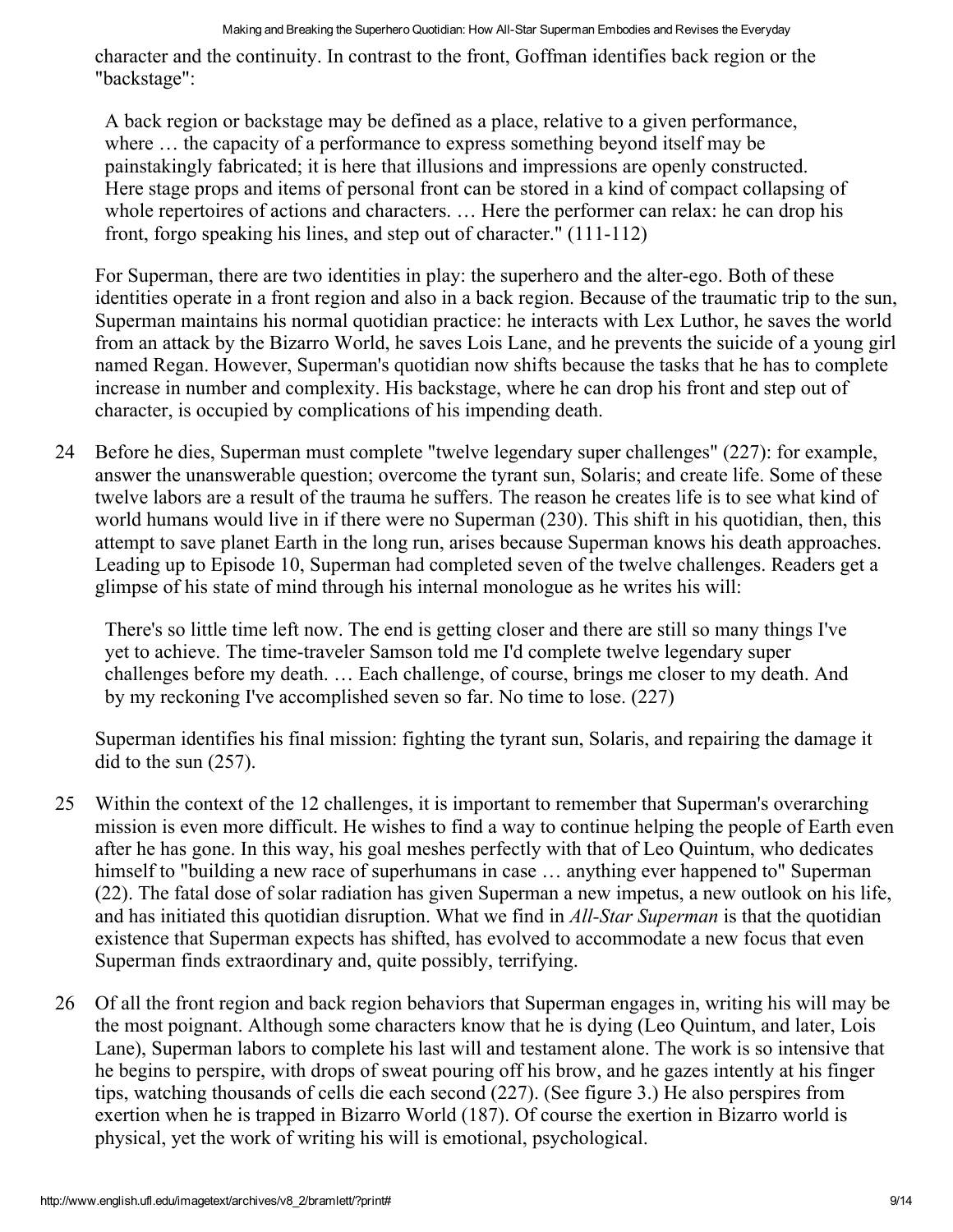character and the continuity. In contrast to the front, Goffman identifies back region or the "backstage":

> A back region or backstage may be defined as a place, relative to a given performance, where … the capacity of a performance to express something beyond itself may be painstakingly fabricated; it is here that illusions and impressions are openly constructed. Here stage props and items of personal front can be stored in a kind of compact collapsing of whole repertoires of actions and characters. … Here the performer can relax: he can drop his front, forgo speaking his lines, and step out of character." (111-112)

For Superman, there are two identities in play: the superhero and the alter-ego. Both of these identities operate in a front region and also in a back region. Because of the traumatic trip to the sun, Superman maintains his normal quotidian practice: he interacts with Lex Luthor, he saves the world from an attack by the Bizarro World, he saves Lois Lane, and he prevents the suicide of a young girl named Regan. However, Superman's quotidian now shifts because the tasks that he has to complete increase in number and complexity. His backstage, where he can drop his front and step out of character, is occupied by complications of his impending death.

24 Before he dies, Superman must complete "twelve legendary super challenges" (227): for example, answer the unanswerable question; overcome the tyrant sun, Solaris; and create life. Some of these twelve labors are a result of the trauma he suffers. The reason he creates life is to see what kind of world humans would live in if there were no Superman (230). This shift in his quotidian, then, this attempt to save planet Earth in the long run, arises because Superman knows his death approaches. Leading up to Episode 10, Superman had completed seven of the twelve challenges. Readers get a glimpse of his state of mind through his internal monologue as he writes his will:

> There's so little time left now. The end is getting closer and there are still so many things I've yet to achieve. The time-traveler Samson told me I'd complete twelve legendary super challenges before my death. … Each challenge, of course, brings me closer to my death. And by my reckoning I've accomplished seven so far. No time to lose. (227)

Superman identifies his final mission: fighting the tyrant sun, Solaris, and repairing the damage it did to the sun (257).

25 Within the context of the 12 challenges, it is important to remember that Superman's overarching mission is even more difficult. He wishes to find a way to continue helping the people of Earth even after he has gone. In this way, his goal meshes perfectly with that of Leo Quintum, who dedicates himself to "building a new race of superhumans in case … anything ever happened to" Superman (22). The fatal dose of solar radiation has given Superman a new impetus, a new outlook on his life, and has initiated this quotidian disruption. What we find in *All-Star Superman* is that the quotidian existence that Superman expects has shifted, has evolved to accommodate a new focus that even Superman finds extraordinary and, quite possibly, terrifying.

26 Of all the front region and back region behaviors that Superman engages in, writing his will may be the most poignant. Although some characters know that he is dying (Leo Quintum, and later, Lois Lane), Superman labors to complete his last will and testament alone. The work is so intensive that he begins to perspire, with drops of sweat pouring off his brow, and he gazes intently at his finger tips, watching thousands of cells die each second (227). (See figure 3.) He also perspires from exertion when he is trapped in Bizarro World (187). Of course the exertion in Bizarro world is physical, yet the work of writing his will is emotional, psychological.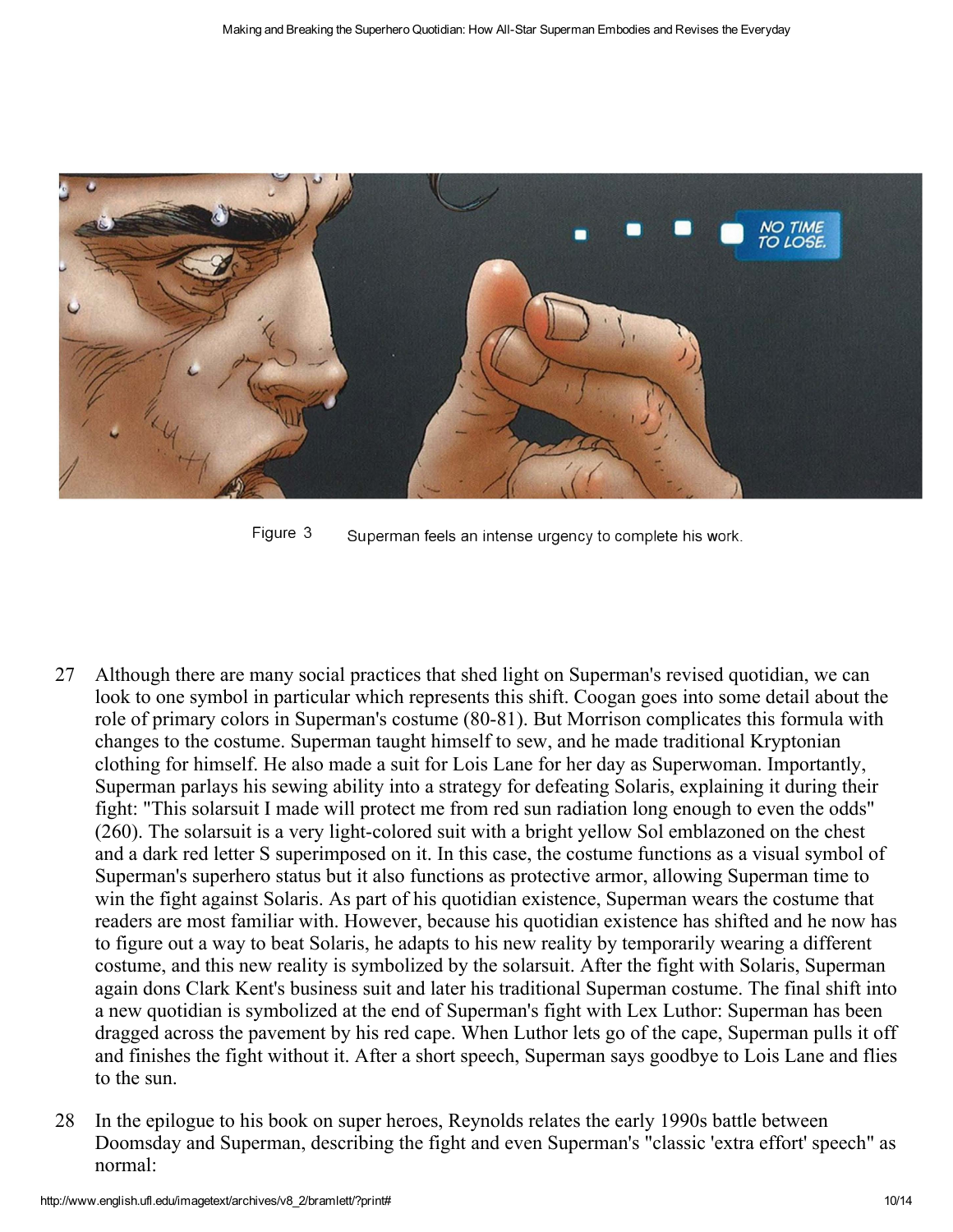Figure 3 Superman feels an intense urgency to complete his work.

27 Although there are many social practices that shed light on Superman's revised quotidian, we can look to one symbol in particular which represents this shift. Coogan goes into some detail about the role of primary colors in Superman's costume (80-81). But Morrison complicates this formula with changes to the costume. Superman taught himself to sew, and he made traditional Kryptonian clothing for himself. He also made a suit for Lois Lane for her day as Superwoman. Importantly, Superman parlays his sewing ability into a strategy for defeating Solaris, explaining it during their fight: "This solarsuit I made will protect me from red sun radiation long enough to even the odds" (260). The solarsuit is a very light-colored suit with a bright yellow Sol emblazoned on the chest and a dark red letter S superimposed on it. In this case, the costume functions as a visual symbol of Superman's superhero status but it also functions as protective armor, allowing Superman time to win the fight against Solaris. As part of his quotidian existence, Superman wears the costume that readers are most familiar with. However, because his quotidian existence has shifted and he now has to figure out a way to beat Solaris, he adapts to his new reality by temporarily wearing a different costume, and this new reality is symbolized by the solarsuit. After the fight with Solaris, Superman again dons Clark Kent's business suit and later his traditional Superman costume. The final shift into a new quotidian is symbolized at the end of Superman's fight with Lex Luthor: Superman has been dragged across the pavement by his red cape. When Luthor lets go of the cape, Superman pulls it off and finishes the fight without it. After a short speech, Superman says goodbye to Lois Lane and flies to the sun.

28 In the epilogue to his book on super heroes, Reynolds relates the early 1990s battle between Doomsday and Superman, describing the fight and even Superman's "classic 'extra effort' speech" as normal: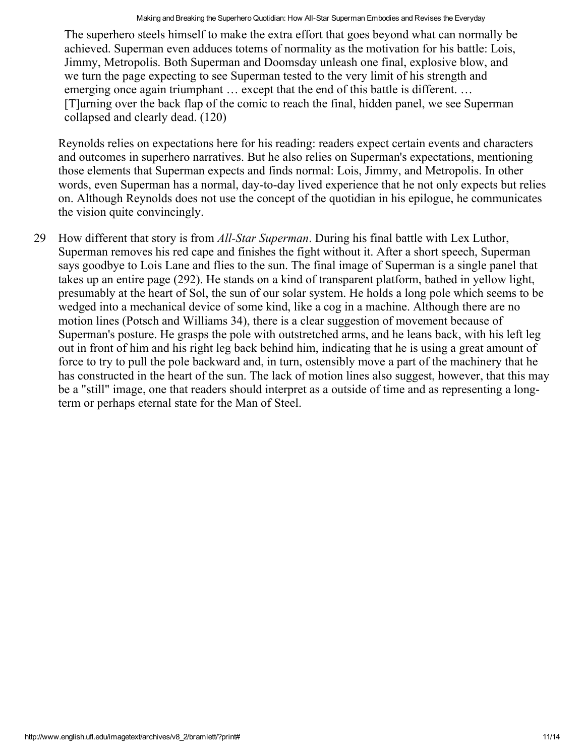> The superhero steels himself to make the extra effort that goes beyond what can normally be achieved. Superman even adduces totems of normality as the motivation for his battle: Lois, Jimmy, Metropolis. Both Superman and Doomsday unleash one final, explosive blow, and we turn the page expecting to see Superman tested to the very limit of his strength and emerging once again triumphant … except that the end of this battle is different. … [T]urning over the back flap of the comic to reach the final, hidden panel, we see Superman collapsed and clearly dead. (120)

Reynolds relies on expectations here for his reading: readers expect certain events and characters and outcomes in superhero narratives. But he also relies on Superman's expectations, mentioning those elements that Superman expects and finds normal: Lois, Jimmy, and Metropolis. In other words, even Superman has a normal, day-to-day lived experience that he not only expects but relies on. Although Reynolds does not use the concept of the quotidian in his epilogue, he communicates the vision quite convincingly.

29 How different that story is from *All-Star Superman*. During his final battle with Lex Luthor, Superman removes his red cape and finishes the fight without it. After a short speech, Superman says goodbye to Lois Lane and flies to the sun. The final image of Superman is a single panel that takes up an entire page (292). He stands on a kind of transparent platform, bathed in yellow light, presumably at the heart of Sol, the sun of our solar system. He holds a long pole which seems to be wedged into a mechanical device of some kind, like a cog in a machine. Although there are no motion lines (Potsch and Williams 34), there is a clear suggestion of movement because of Superman's posture. He grasps the pole with outstretched arms, and he leans back, with his left leg out in front of him and his right leg back behind him, indicating that he is using a great amount of force to try to pull the pole backward and, in turn, ostensibly move a part of the machinery that he has constructed in the heart of the sun. The lack of motion lines also suggest, however, that this may be a "still" image, one that readers should interpret as a outside of time and as representing a long-term or perhaps eternal state for the Man of Steel.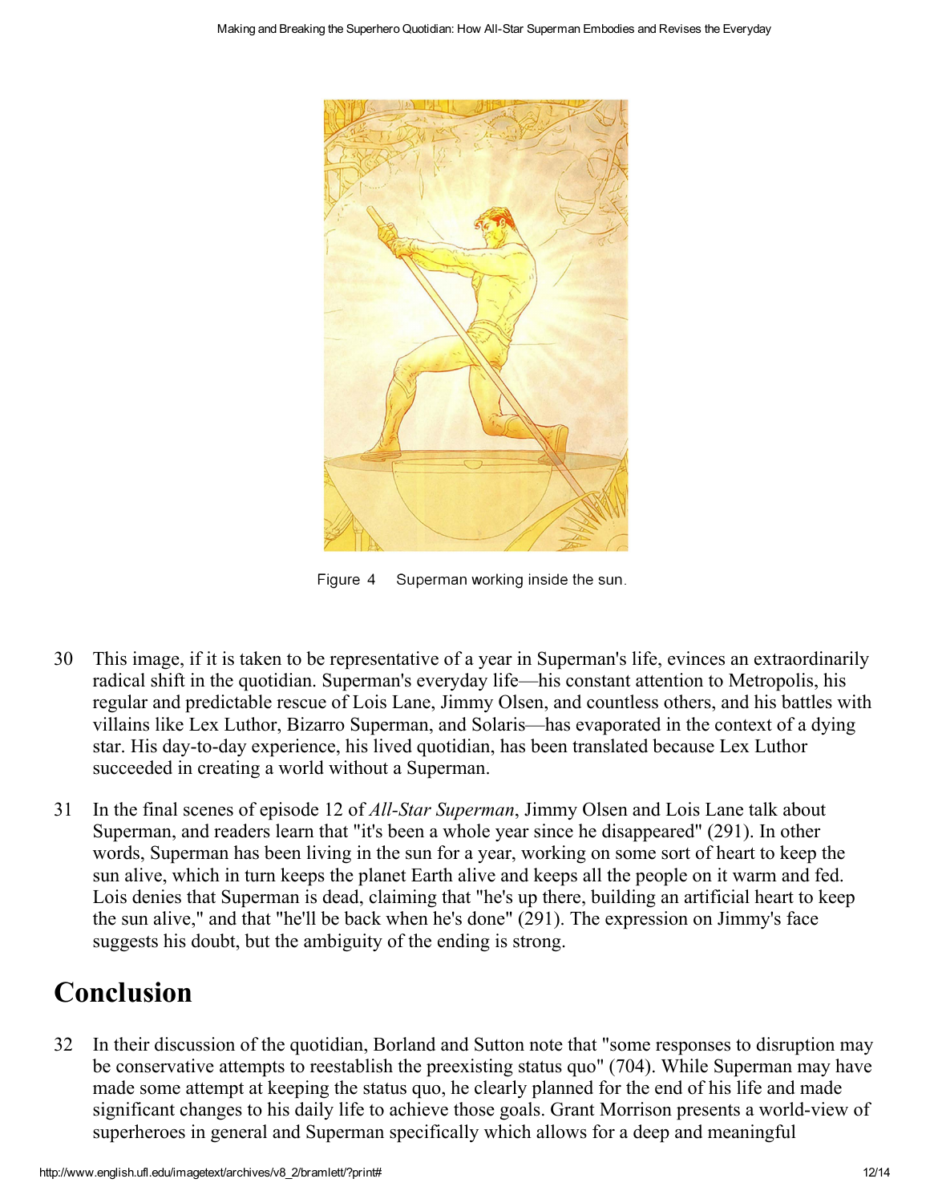Figure 4 Superman working inside the sun.

30 This image, if it is taken to be representative of a year in Superman's life, evinces an extraordinarily radical shift in the quotidian. Superman's everyday life—his constant attention to Metropolis, his regular and predictable rescue of Lois Lane, Jimmy Olsen, and countless others, and his battles with villains like Lex Luthor, Bizarro Superman, and Solaris—has evaporated in the context of a dying star. His day-to-day experience, his lived quotidian, has been translated because Lex Luthor succeeded in creating a world without a Superman.

31 In the final scenes of episode 12 of *All-Star Superman*, Jimmy Olsen and Lois Lane talk about Superman, and readers learn that "it's been a whole year since he disappeared" (291). In other words, Superman has been living in the sun for a year, working on some sort of heart to keep the sun alive, which in turn keeps the planet Earth alive and keeps all the people on it warm and fed. Lois denies that Superman is dead, claiming that "he's up there, building an artificial heart to keep the sun alive," and that "he'll be back when he's done" (291). The expression on Jimmy's face suggests his doubt, but the ambiguity of the ending is strong.

## Conclusion

32 In their discussion of the quotidian, Borland and Sutton note that "some responses to disruption may be conservative attempts to reestablish the preexisting status quo" (704). While Superman may have made some attempt at keeping the status quo, he clearly planned for the end of his life and made significant changes to his daily life to achieve those goals. Grant Morrison presents a world-view of superheroes in general and Superman specifically which allows for a deep and meaningful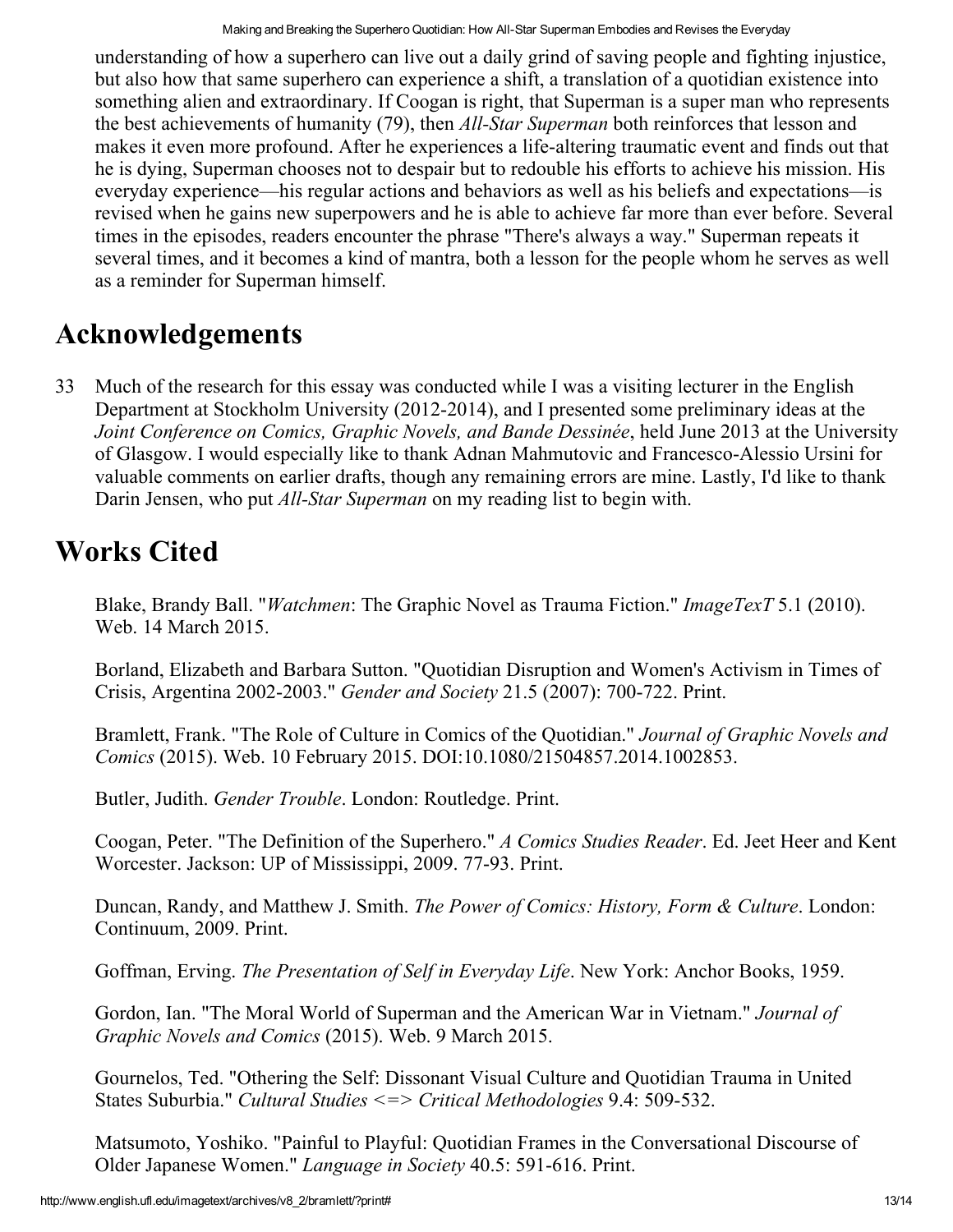understanding of how a superhero can live out a daily grind of saving people and fighting injustice, but also how that same superhero can experience a shift, a translation of a quotidian existence into something alien and extraordinary. If Coogan is right, that Superman is a super man who represents the best achievements of humanity (79), then *All-Star Superman* both reinforces that lesson and makes it even more profound. After he experiences a life-altering traumatic event and finds out that he is dying, Superman chooses not to despair but to redouble his efforts to achieve his mission. His everyday experience—his regular actions and behaviors as well as his beliefs and expectations—is revised when he gains new superpowers and he is able to achieve far more than ever before. Several times in the episodes, readers encounter the phrase "There's always a way." Superman repeats it several times, and it becomes a kind of mantra, both a lesson for the people whom he serves as well as a reminder for Superman himself.

## Acknowledgements

33 Much of the research for this essay was conducted while I was a visiting lecturer in the English Department at Stockholm University (2012-2014), and I presented some preliminary ideas at the *Joint Conference on Comics, Graphic Novels, and Bande Dessinée*, held June 2013 at the University of Glasgow. I would especially like to thank Adnan Mahmutovic and Francesco-Alessio Ursini for valuable comments on earlier drafts, though any remaining errors are mine. Lastly, I'd like to thank Darin Jensen, who put *All-Star Superman* on my reading list to begin with.

## Works Cited

Blake, Brandy Ball. "*Watchmen*: The Graphic Novel as Trauma Fiction." *ImageTexT* 5.1 (2010). Web. 14 March 2015.

Borland, Elizabeth and Barbara Sutton. "Quotidian Disruption and Women's Activism in Times of Crisis, Argentina 2002-2003." *Gender and Society* 21.5 (2007): 700-722. Print.

Bramlett, Frank. "The Role of Culture in Comics of the Quotidian." *Journal of Graphic Novels and Comics* (2015). Web. 10 February 2015. DOI:10.1080/21504857.2014.1002853.

Butler, Judith. *Gender Trouble*. London: Routledge. Print.

Coogan, Peter. "The Definition of the Superhero." *A Comics Studies Reader*. Ed. Jeet Heer and Kent Worcester. Jackson: UP of Mississippi, 2009. 77-93. Print.

Duncan, Randy, and Matthew J. Smith. *The Power of Comics: History, Form & Culture*. London: Continuum, 2009. Print.

Goffman, Erving. *The Presentation of Self in Everyday Life*. New York: Anchor Books, 1959.

Gordon, Ian. "The Moral World of Superman and the American War in Vietnam." *Journal of Graphic Novels and Comics* (2015). Web. 9 March 2015.

Gournelos, Ted. "Othering the Self: Dissonant Visual Culture and Quotidian Trauma in United States Suburbia." *Cultural Studies <=> Critical Methodologies* 9.4: 509-532.

Matsumoto, Yoshiko. "Painful to Playful: Quotidian Frames in the Conversational Discourse of Older Japanese Women." *Language in Society* 40.5: 591-616. Print.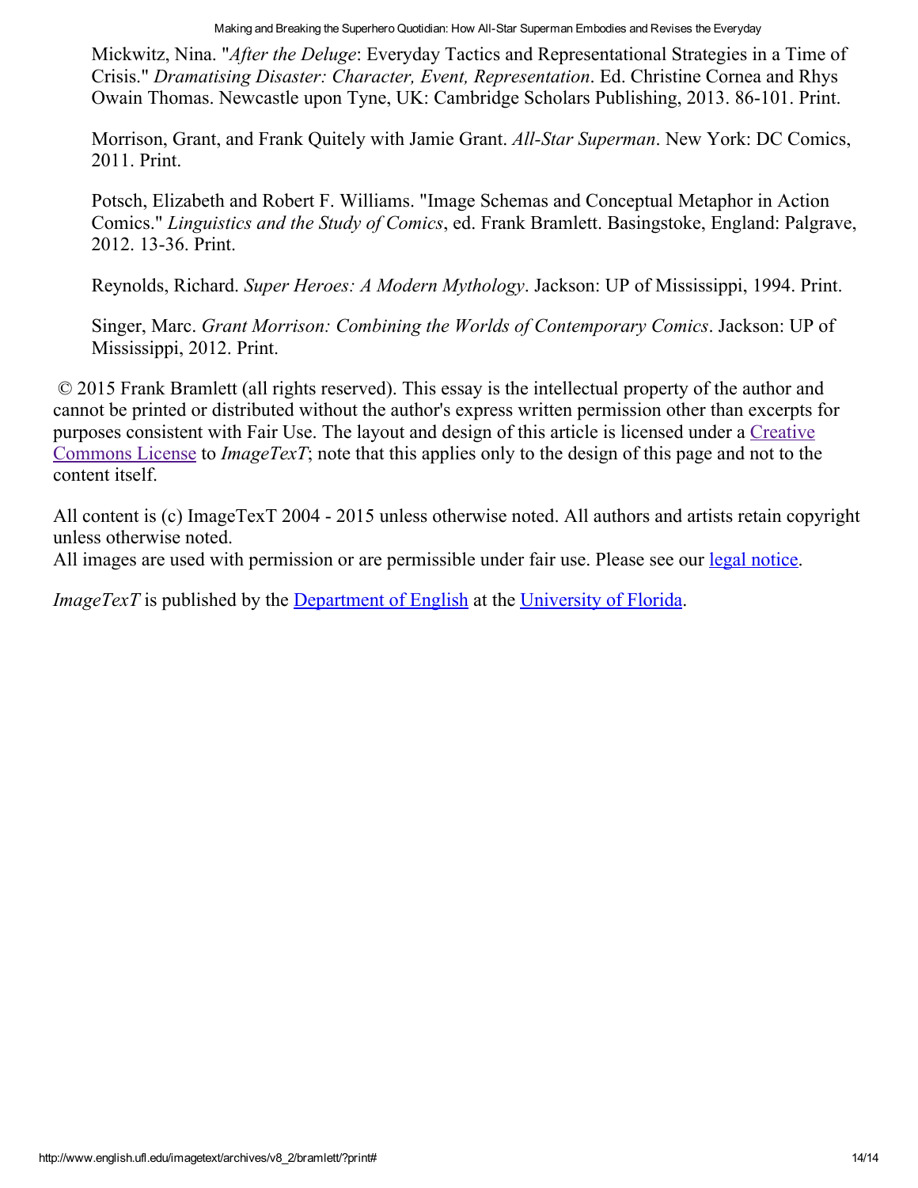Mickwitz, Nina. "*After the Deluge*: Everyday Tactics and Representational Strategies in a Time of Crisis." *Dramatising Disaster: Character, Event, Representation*. Ed. Christine Cornea and Rhys Owain Thomas. Newcastle upon Tyne, UK: Cambridge Scholars Publishing, 2013. 86-101. Print.

Morrison, Grant, and Frank Quitely with Jamie Grant. *All-Star Superman*. New York: DC Comics, 2011. Print.

Potsch, Elizabeth and Robert F. Williams. "Image Schemas and Conceptual Metaphor in Action Comics." *Linguistics and the Study of Comics*, ed. Frank Bramlett. Basingstoke, England: Palgrave, 2012. 13-36. Print.

Reynolds, Richard. *Super Heroes: A Modern Mythology*. Jackson: UP of Mississippi, 1994. Print.

Singer, Marc. *Grant Morrison: Combining the Worlds of Contemporary Comics*. Jackson: UP of Mississippi, 2012. Print.

© 2015 Frank Bramlett (all rights reserved). This essay is the intellectual property of the author and cannot be printed or distributed without the author's express written permission other than excerpts for purposes consistent with Fair Use. The layout and design of this article is licensed under a Creative Commons License to *ImageTexT*; note that this applies only to the design of this page and not to the content itself.

All content is (c) ImageTexT 2004 - 2015 unless otherwise noted. All authors and artists retain copyright unless otherwise noted.
All images are used with permission or are permissible under fair use. Please see our legal notice.

*ImageTexT* is published by the Department of English at the University of Florida.